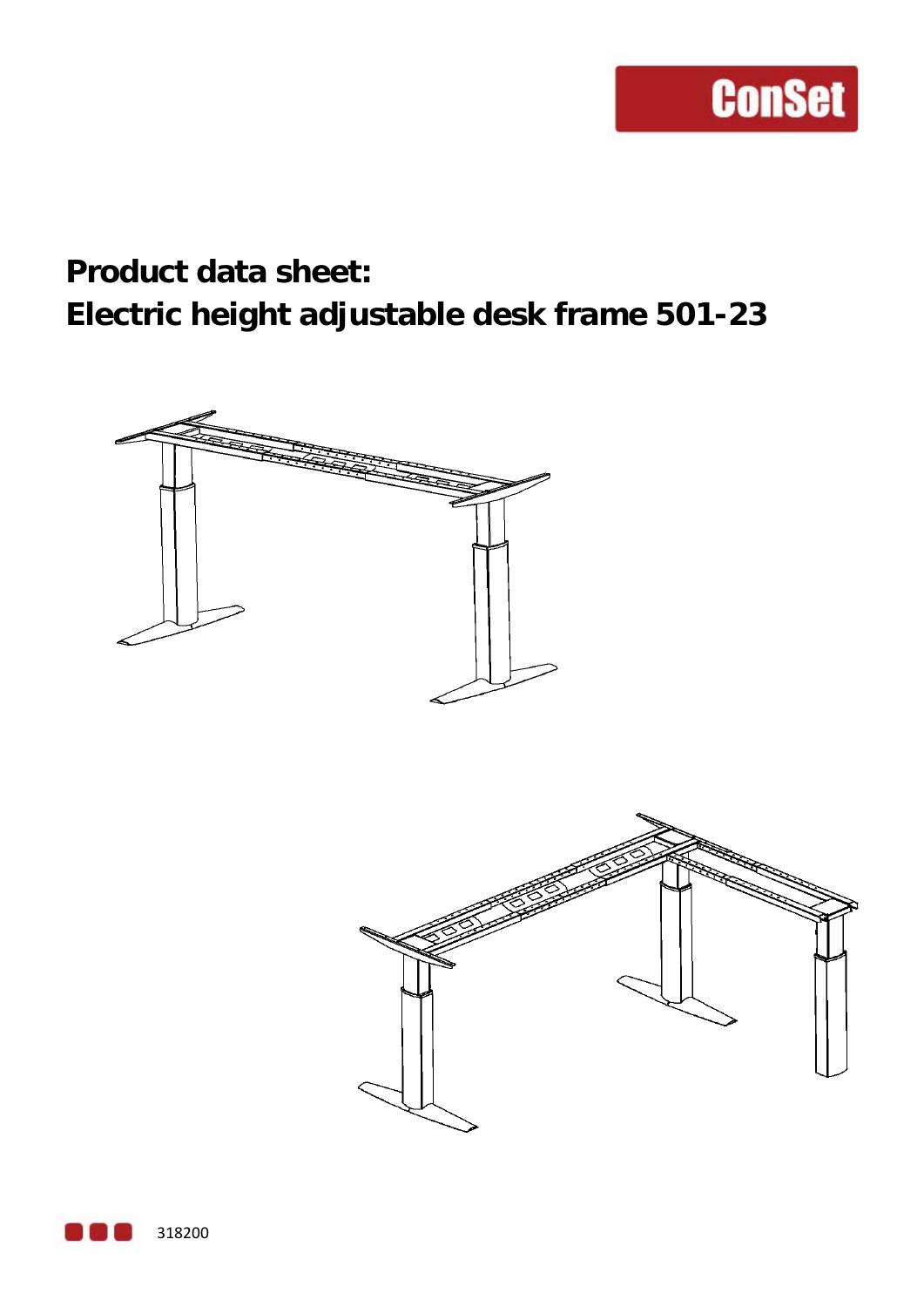# Product data sheet:
# Electric height adjustable desk frame 501-23

318200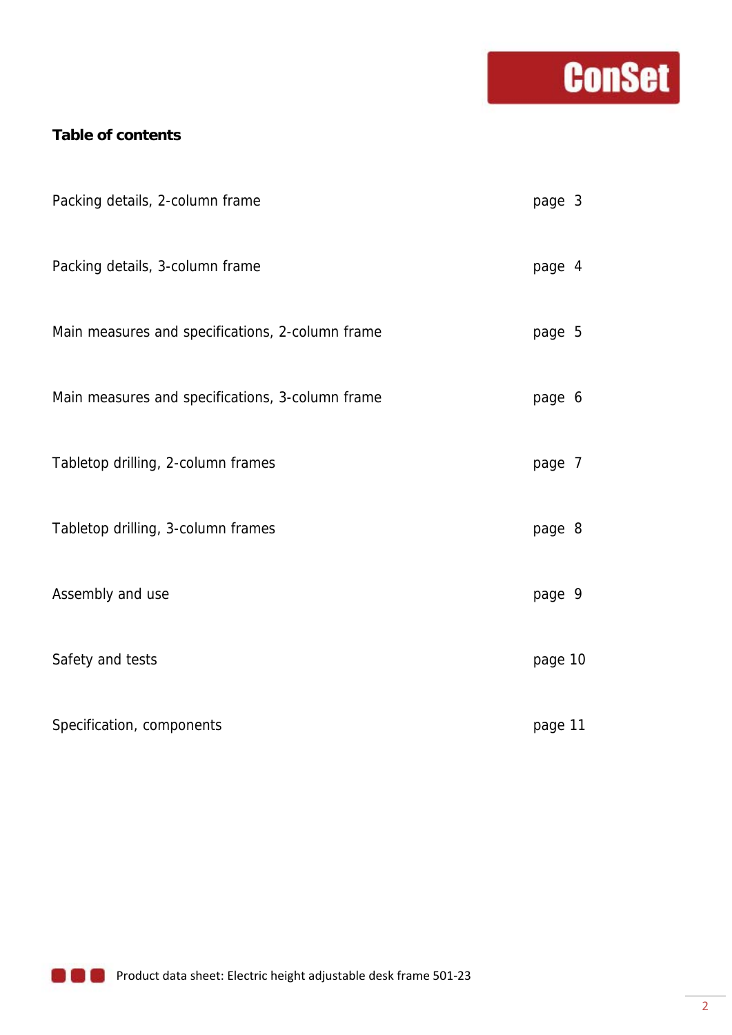**Table of contents**

| | |
|---|---|
| Packing details, 2-column frame | page 3 |
| Packing details, 3-column frame | page 4 |
| Main measures and specifications, 2-column frame | page 5 |
| Main measures and specifications, 3-column frame | page 6 |
| Tabletop drilling, 2-column frames | page 7 |
| Tabletop drilling, 3-column frames | page 8 |
| Assembly and use | page 9 |
| Safety and tests | page 10 |
| Specification, components | page 11 |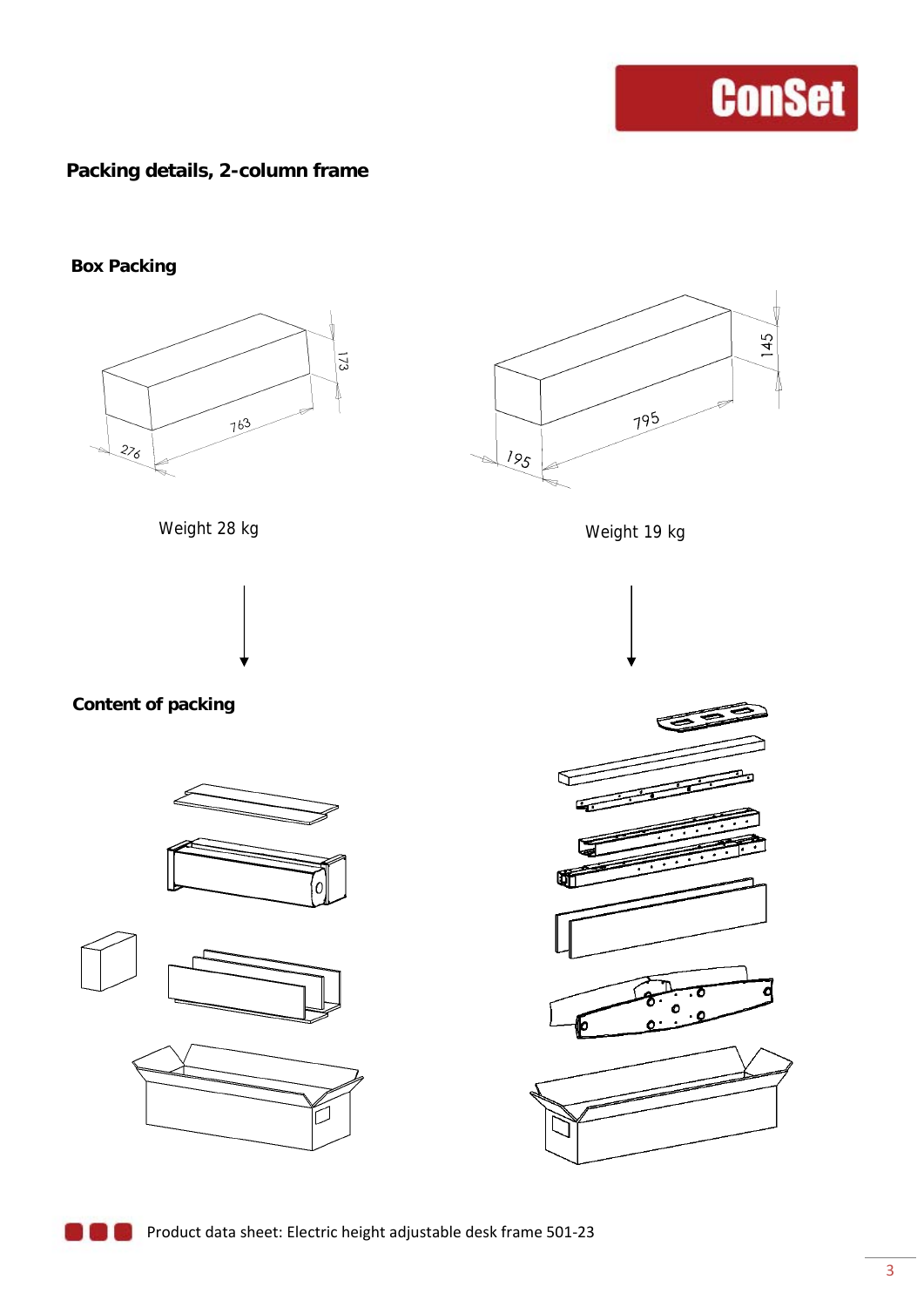## Packing details, 2-column frame

### Box Packing

276 × 763 × 173

Weight 28 kg

195 × 795 × 145

Weight 19 kg

### Content of packing

Product data sheet: Electric height adjustable desk frame 501-23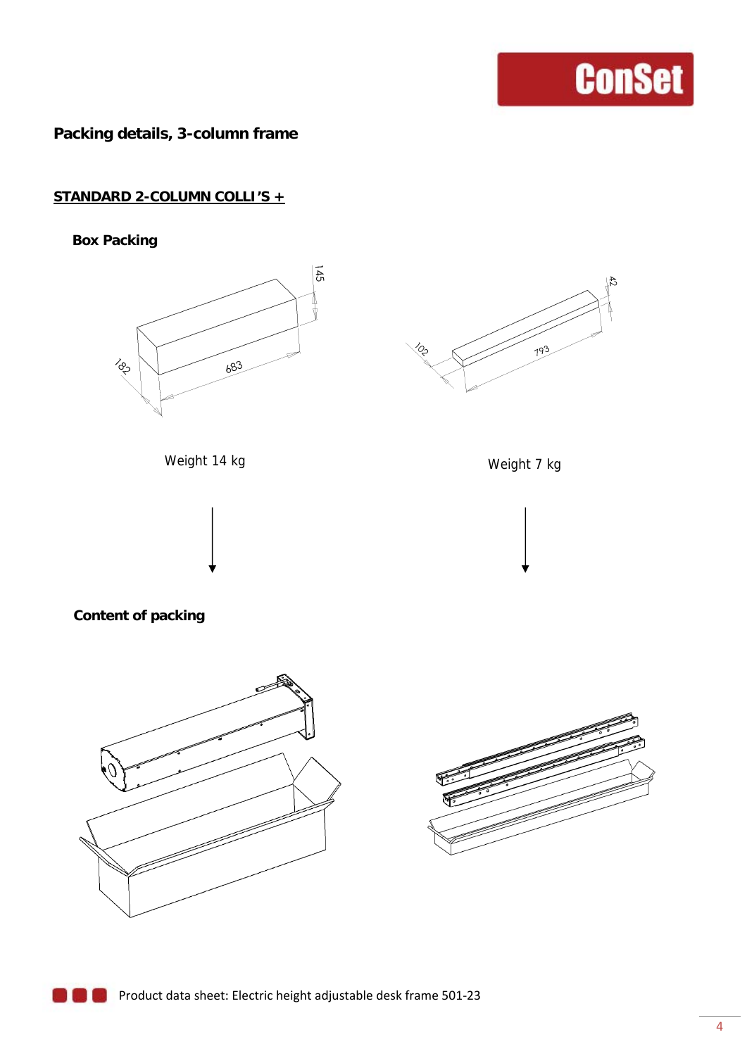## Packing details, 3-column frame

### STANDARD 2-COLUMN COLLI'S +

**Box Packing**

145

182

683

Weight 14 kg

42

102

793

Weight 7 kg

**Content of packing**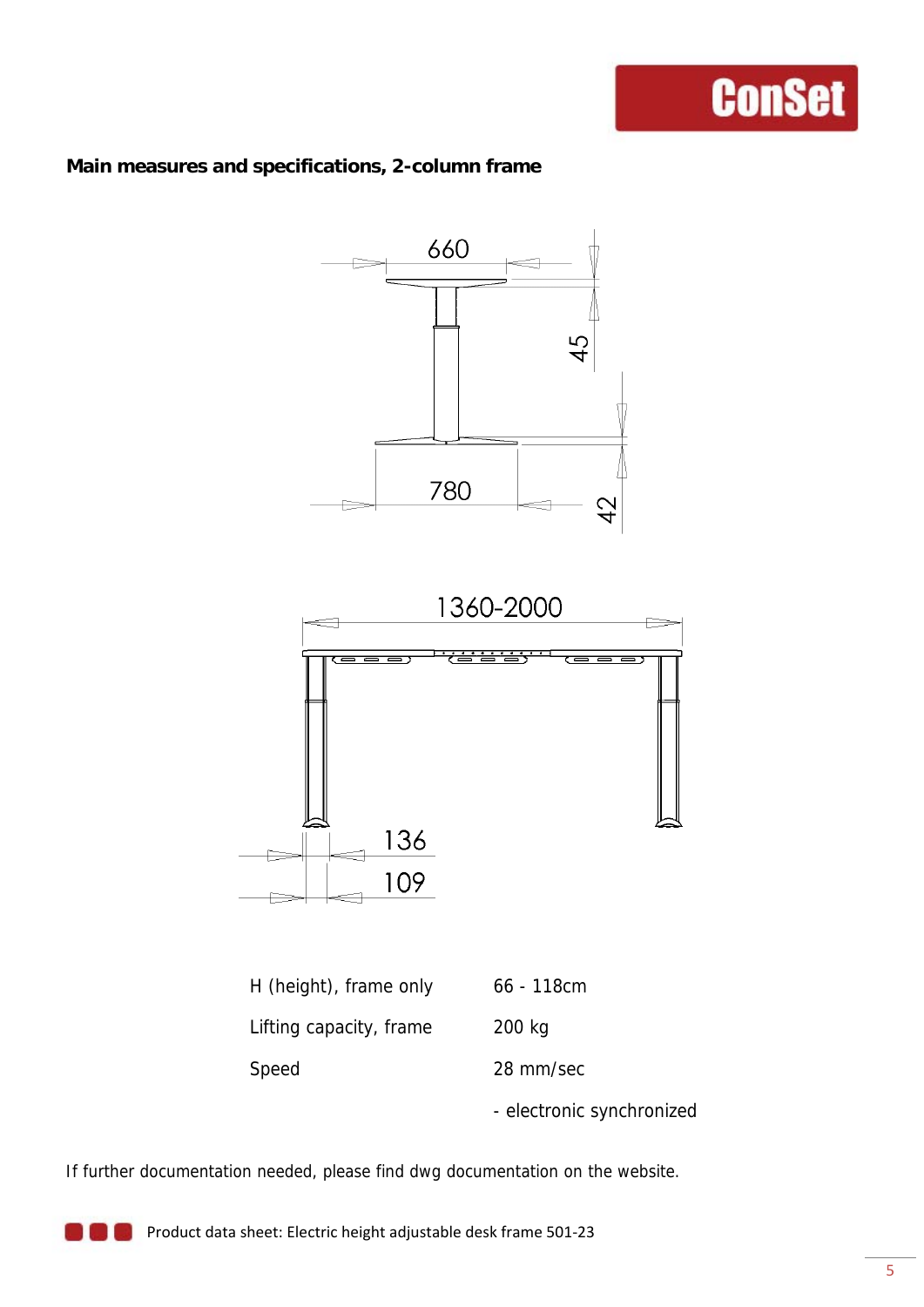## Main measures and specifications, 2-column frame

| | |
|---|---|
| H (height), frame only | 66 - 118cm |
| Lifting capacity, frame | 200 kg |
| Speed | 28 mm/sec |
| | - electronic synchronized |

If further documentation needed, please find dwg documentation on the website.

Product data sheet: Electric height adjustable desk frame 501-23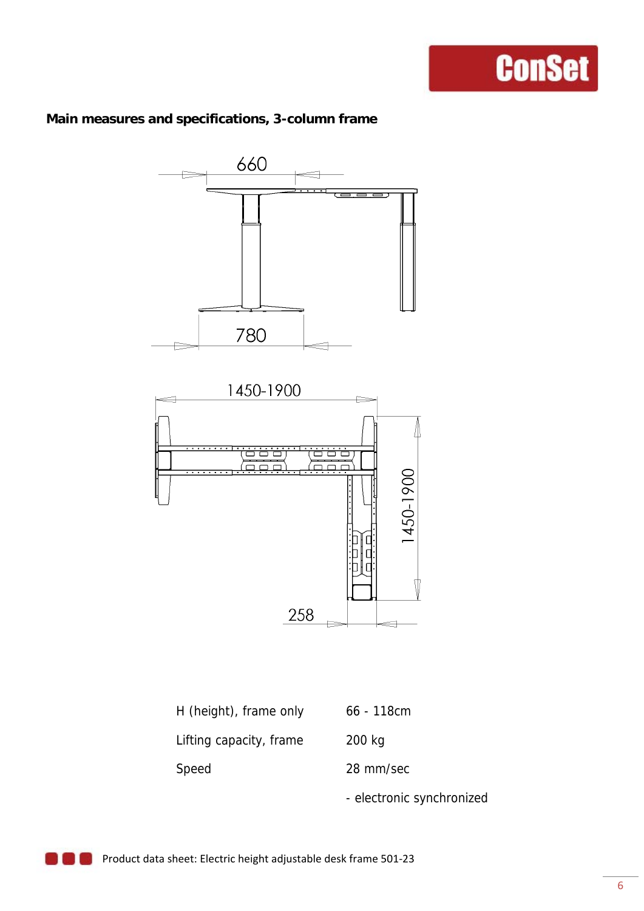**Main measures and specifications, 3-column frame**

| | |
|---|---|
| H (height), frame only | 66 - 118cm |
| Lifting capacity, frame | 200 kg |
| Speed | 28 mm/sec |
| | - electronic synchronized |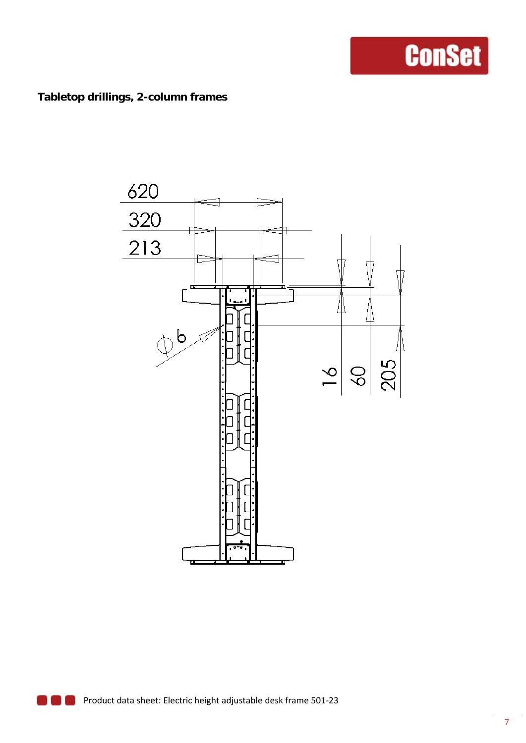**Tabletop drillings, 2-column frames**

620

320

213

Ø6

16

60

205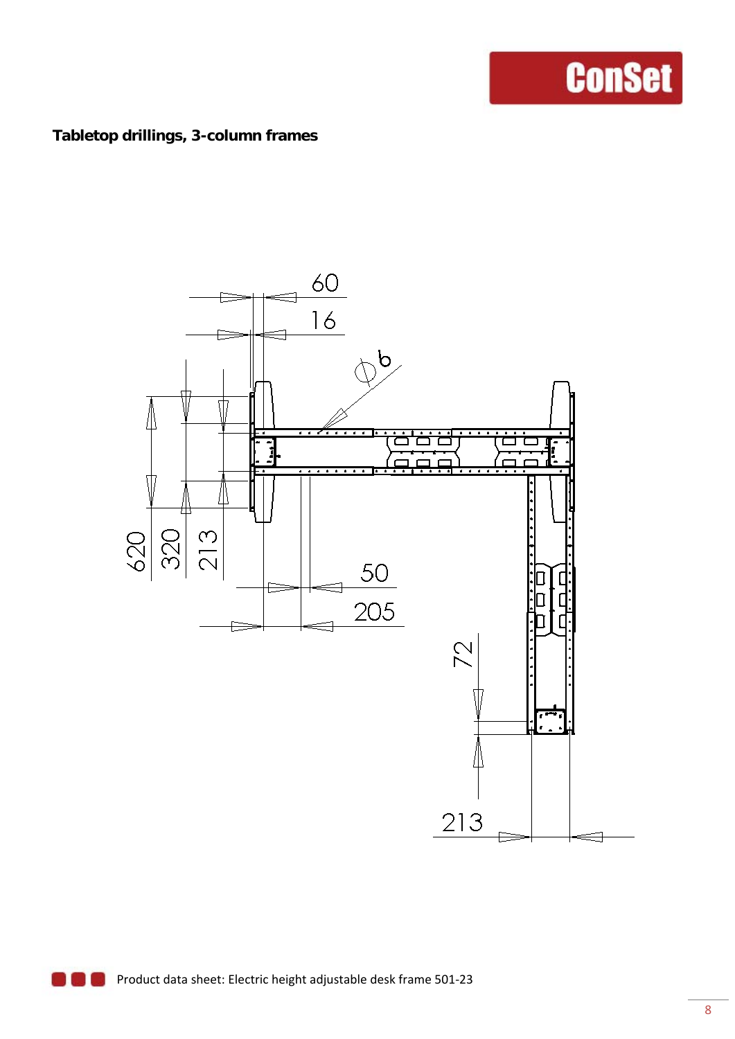**Tabletop drillings, 3-column frames**

60

16

Ø6

620

320

213

50

205

72

213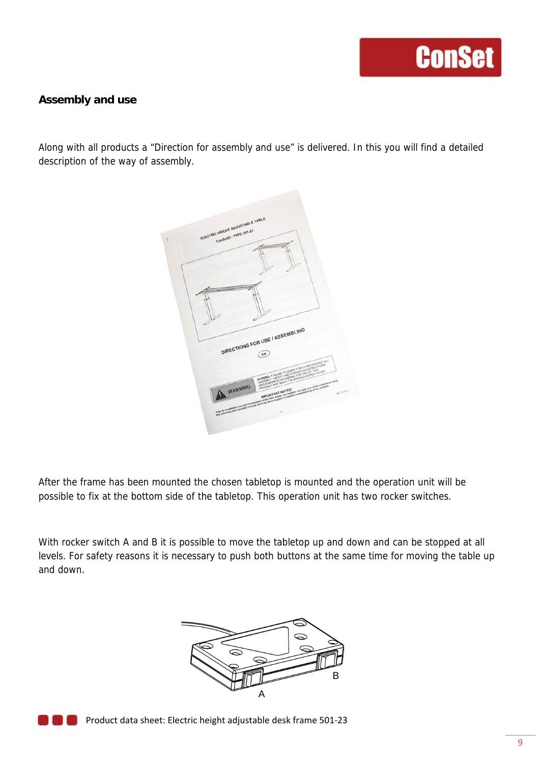## Assembly and use

Along with all products a "Direction for assembly and use" is delivered. In this you will find a detailed description of the way of assembly.

After the frame has been mounted the chosen tabletop is mounted and the operation unit will be possible to fix at the bottom side of the tabletop. This operation unit has two rocker switches.

With rocker switch A and B it is possible to move the tabletop up and down and can be stopped at all levels. For safety reasons it is necessary to push both buttons at the same time for moving the table up and down.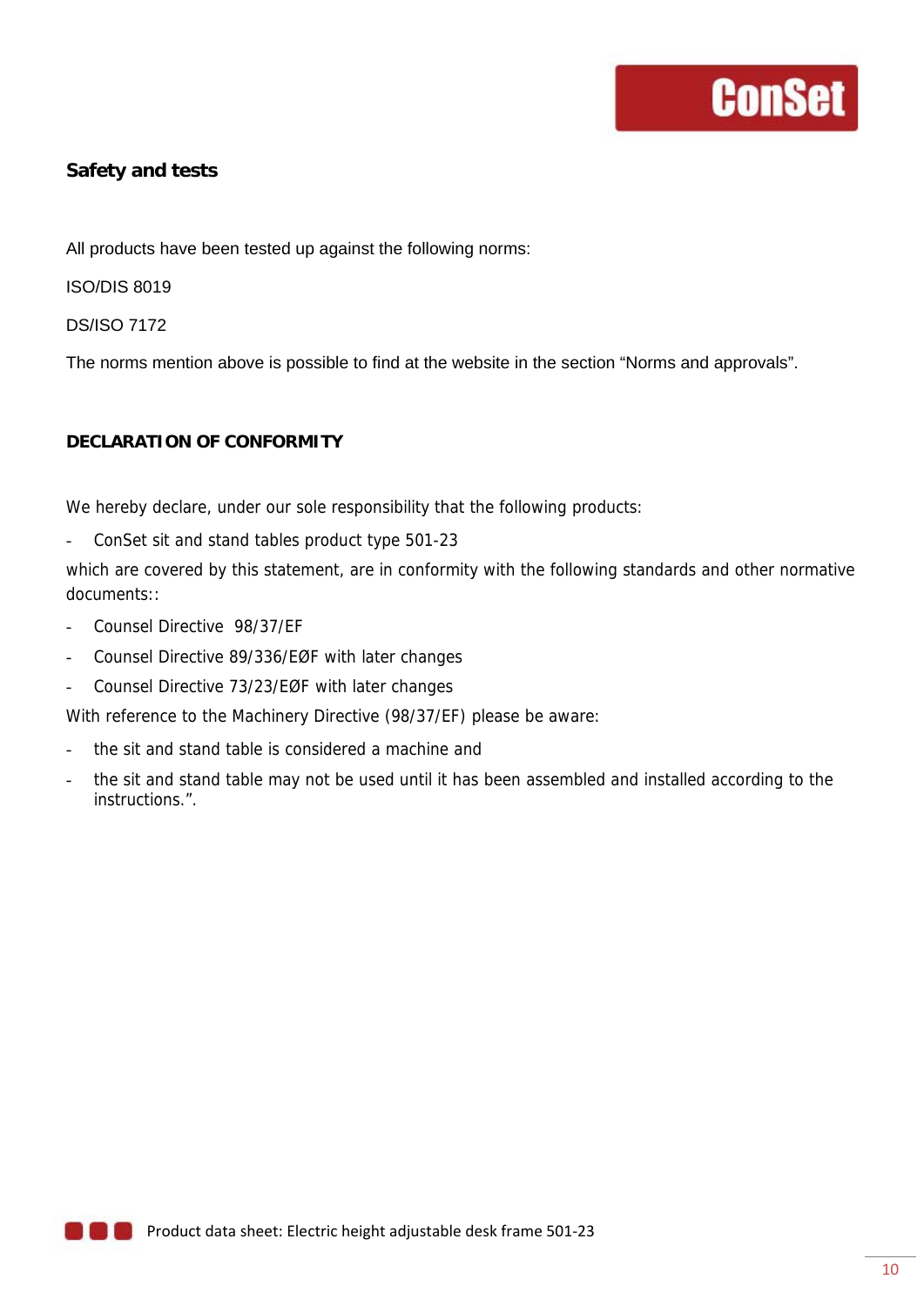## Safety and tests

All products have been tested up against the following norms:

ISO/DIS 8019

DS/ISO 7172

The norms mention above is possible to find at the website in the section “Norms and approvals”.

### DECLARATION OF CONFORMITY

We hereby declare, under our sole responsibility that the following products:

- ConSet sit and stand tables product type 501-23

which are covered by this statement, are in conformity with the following standards and other normative documents::

- Counsel Directive 98/37/EF
- Counsel Directive 89/336/EØF with later changes
- Counsel Directive 73/23/EØF with later changes

With reference to the Machinery Directive (98/37/EF) please be aware:

- the sit and stand table is considered a machine and
- the sit and stand table may not be used until it has been assembled and installed according to the instructions.”.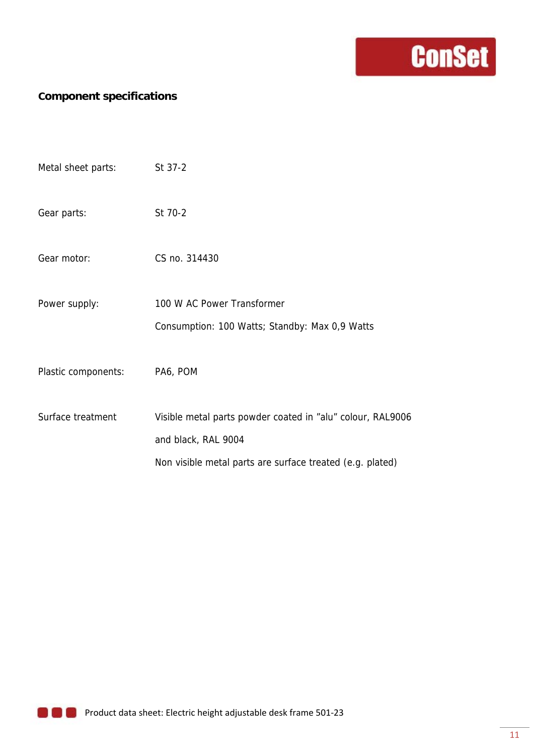## Component specifications

| | |
|---|---|
| Metal sheet parts: | St 37-2 |
| Gear parts: | St 70-2 |
| Gear motor: | CS no. 314430 |
| Power supply: | 100 W AC Power Transformer<br>Consumption: 100 Watts; Standby: Max 0,9 Watts |
| Plastic components: | PA6, POM |
| Surface treatment | Visible metal parts powder coated in ”alu” colour, RAL9006 and black, RAL 9004<br>Non visible metal parts are surface treated (e.g. plated) |